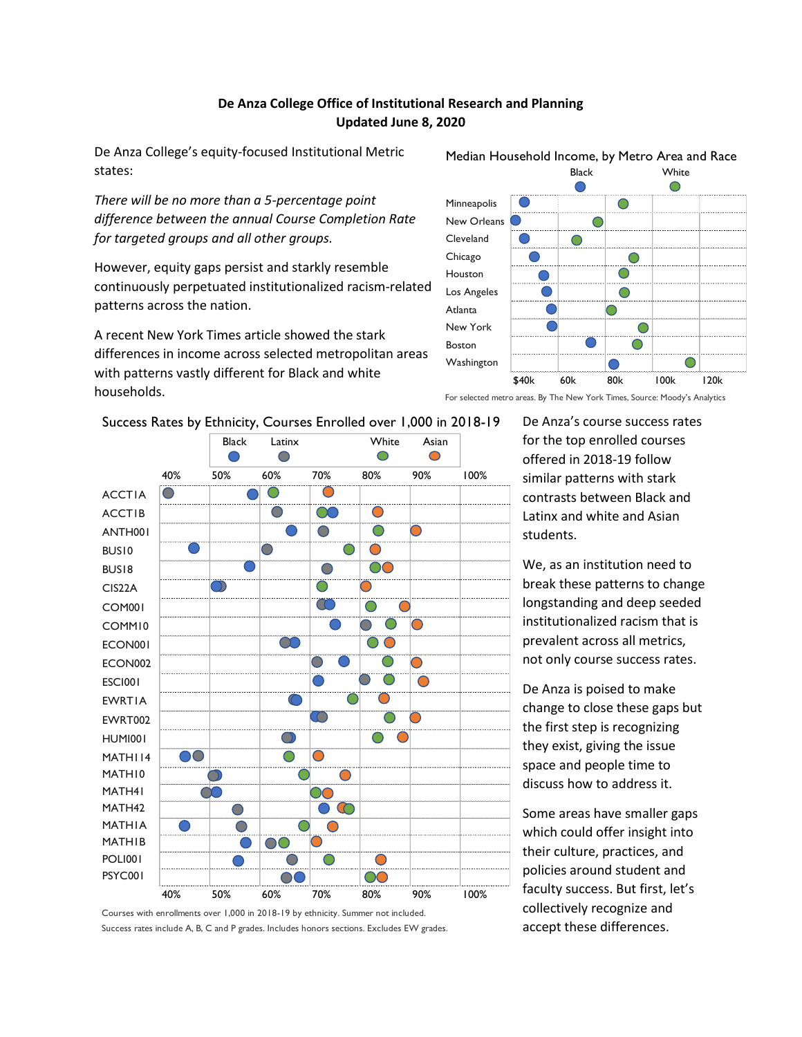**De Anza College Office of Institutional Research and Planning**
**Updated June 8, 2020**

De Anza College's equity-focused Institutional Metric states:

*There will be no more than a 5-percentage point difference between the annual Course Completion Rate for targeted groups and all other groups.*

However, equity gaps persist and starkly resemble continuously perpetuated institutionalized racism-related patterns across the nation.

A recent New York Times article showed the stark differences in income across selected metropolitan areas with patterns vastly different for Black and white households.

Median Household Income, by Metro Area and Race

Black | White

Minneapolis, New Orleans, Cleveland, Chicago, Houston, Los Angeles, Atlanta, New York, Boston, Washington

$40k, 60k, 80k, 100k, 120k

For selected metro areas. By The New York Times, Source: Moody's Analytics

Success Rates by Ethnicity, Courses Enrolled over 1,000 in 2018-19

Black | Latinx | White | Asian

ACCT1A, ACCT1B, ANTH001, BUS10, BUS18, CIS22A, COM001, COMM10, ECON001, ECON002, ESCI001, EWRT1A, EWRT002, HUMI001, MATH114, MATH10, MATH41, MATH42, MATH1A, MATH1B, POLI001, PSYC001

40%, 50%, 60%, 70%, 80%, 90%, 100%

Courses with enrollments over 1,000 in 2018-19 by ethnicity. Summer not included.
Success rates include A, B, C and P grades. Includes honors sections. Excludes EW grades.

De Anza's course success rates for the top enrolled courses offered in 2018-19 follow similar patterns with stark contrasts between Black and Latinx and white and Asian students.

We, as an institution need to break these patterns to change longstanding and deep seeded institutionalized racism that is prevalent across all metrics, not only course success rates.

De Anza is poised to make change to close these gaps but the first step is recognizing they exist, giving the issue space and people time to discuss how to address it.

Some areas have smaller gaps which could offer insight into their culture, practices, and policies around student and faculty success. But first, let's collectively recognize and accept these differences.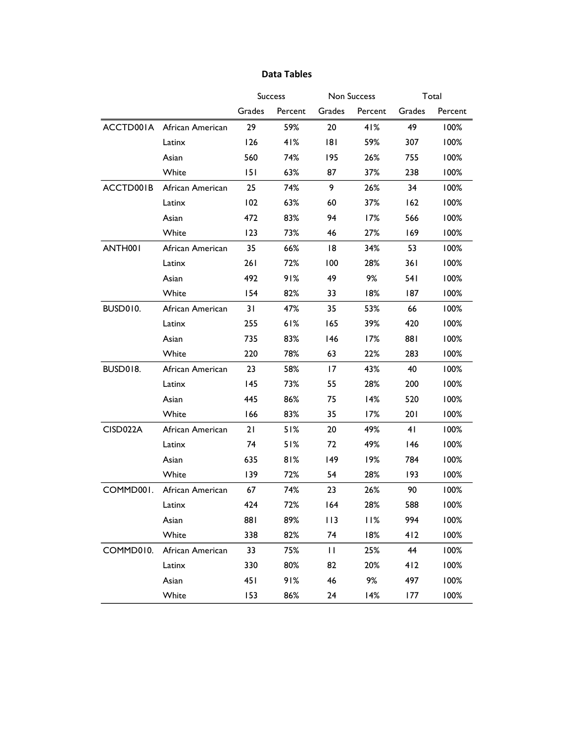## Data Tables

| | | Success | | Non Success | | Total | |
|---|---|---|---|---|---|---|---|
| | | Grades | Percent | Grades | Percent | Grades | Percent |
| ACCTD001A | African American | 29 | 59% | 20 | 41% | 49 | 100% |
| | Latinx | 126 | 41% | 181 | 59% | 307 | 100% |
| | Asian | 560 | 74% | 195 | 26% | 755 | 100% |
| | White | 151 | 63% | 87 | 37% | 238 | 100% |
| ACCTD001B | African American | 25 | 74% | 9 | 26% | 34 | 100% |
| | Latinx | 102 | 63% | 60 | 37% | 162 | 100% |
| | Asian | 472 | 83% | 94 | 17% | 566 | 100% |
| | White | 123 | 73% | 46 | 27% | 169 | 100% |
| ANTH001 | African American | 35 | 66% | 18 | 34% | 53 | 100% |
| | Latinx | 261 | 72% | 100 | 28% | 361 | 100% |
| | Asian | 492 | 91% | 49 | 9% | 541 | 100% |
| | White | 154 | 82% | 33 | 18% | 187 | 100% |
| BUSD010. | African American | 31 | 47% | 35 | 53% | 66 | 100% |
| | Latinx | 255 | 61% | 165 | 39% | 420 | 100% |
| | Asian | 735 | 83% | 146 | 17% | 881 | 100% |
| | White | 220 | 78% | 63 | 22% | 283 | 100% |
| BUSD018. | African American | 23 | 58% | 17 | 43% | 40 | 100% |
| | Latinx | 145 | 73% | 55 | 28% | 200 | 100% |
| | Asian | 445 | 86% | 75 | 14% | 520 | 100% |
| | White | 166 | 83% | 35 | 17% | 201 | 100% |
| CISD022A | African American | 21 | 51% | 20 | 49% | 41 | 100% |
| | Latinx | 74 | 51% | 72 | 49% | 146 | 100% |
| | Asian | 635 | 81% | 149 | 19% | 784 | 100% |
| | White | 139 | 72% | 54 | 28% | 193 | 100% |
| COMMD001. | African American | 67 | 74% | 23 | 26% | 90 | 100% |
| | Latinx | 424 | 72% | 164 | 28% | 588 | 100% |
| | Asian | 881 | 89% | 113 | 11% | 994 | 100% |
| | White | 338 | 82% | 74 | 18% | 412 | 100% |
| COMMD010. | African American | 33 | 75% | 11 | 25% | 44 | 100% |
| | Latinx | 330 | 80% | 82 | 20% | 412 | 100% |
| | Asian | 451 | 91% | 46 | 9% | 497 | 100% |
| | White | 153 | 86% | 24 | 14% | 177 | 100% |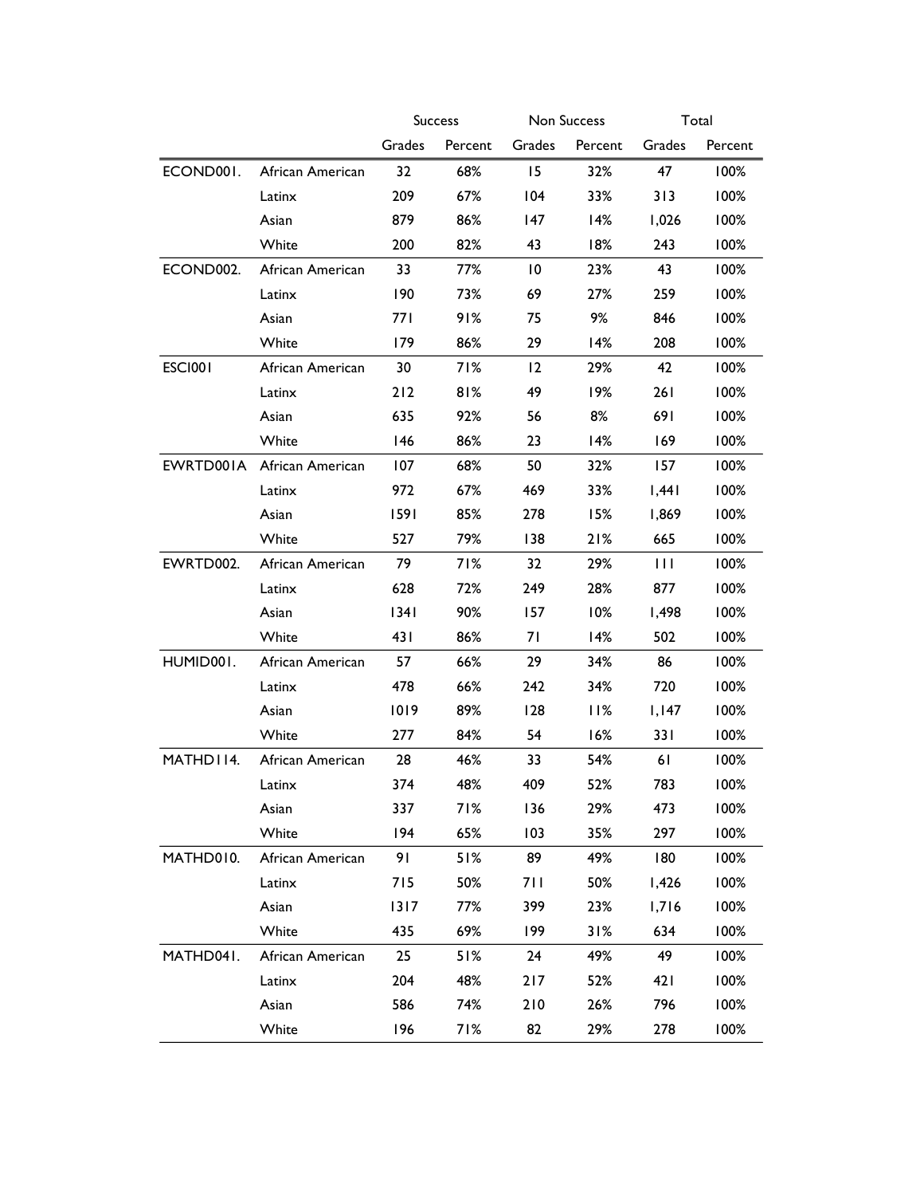| | | Success | | Non Success | | Total | |
|---|---|---|---|---|---|---|---|
| | | Grades | Percent | Grades | Percent | Grades | Percent |
| ECOND001. | African American | 32 | 68% | 15 | 32% | 47 | 100% |
| | Latinx | 209 | 67% | 104 | 33% | 313 | 100% |
| | Asian | 879 | 86% | 147 | 14% | 1,026 | 100% |
| | White | 200 | 82% | 43 | 18% | 243 | 100% |
| ECOND002. | African American | 33 | 77% | 10 | 23% | 43 | 100% |
| | Latinx | 190 | 73% | 69 | 27% | 259 | 100% |
| | Asian | 771 | 91% | 75 | 9% | 846 | 100% |
| | White | 179 | 86% | 29 | 14% | 208 | 100% |
| ESCI001 | African American | 30 | 71% | 12 | 29% | 42 | 100% |
| | Latinx | 212 | 81% | 49 | 19% | 261 | 100% |
| | Asian | 635 | 92% | 56 | 8% | 691 | 100% |
| | White | 146 | 86% | 23 | 14% | 169 | 100% |
| EWRTD001A | African American | 107 | 68% | 50 | 32% | 157 | 100% |
| | Latinx | 972 | 67% | 469 | 33% | 1,441 | 100% |
| | Asian | 1591 | 85% | 278 | 15% | 1,869 | 100% |
| | White | 527 | 79% | 138 | 21% | 665 | 100% |
| EWRTD002. | African American | 79 | 71% | 32 | 29% | 111 | 100% |
| | Latinx | 628 | 72% | 249 | 28% | 877 | 100% |
| | Asian | 1341 | 90% | 157 | 10% | 1,498 | 100% |
| | White | 431 | 86% | 71 | 14% | 502 | 100% |
| HUMID001. | African American | 57 | 66% | 29 | 34% | 86 | 100% |
| | Latinx | 478 | 66% | 242 | 34% | 720 | 100% |
| | Asian | 1019 | 89% | 128 | 11% | 1,147 | 100% |
| | White | 277 | 84% | 54 | 16% | 331 | 100% |
| MATHD114. | African American | 28 | 46% | 33 | 54% | 61 | 100% |
| | Latinx | 374 | 48% | 409 | 52% | 783 | 100% |
| | Asian | 337 | 71% | 136 | 29% | 473 | 100% |
| | White | 194 | 65% | 103 | 35% | 297 | 100% |
| MATHD010. | African American | 91 | 51% | 89 | 49% | 180 | 100% |
| | Latinx | 715 | 50% | 711 | 50% | 1,426 | 100% |
| | Asian | 1317 | 77% | 399 | 23% | 1,716 | 100% |
| | White | 435 | 69% | 199 | 31% | 634 | 100% |
| MATHD041. | African American | 25 | 51% | 24 | 49% | 49 | 100% |
| | Latinx | 204 | 48% | 217 | 52% | 421 | 100% |
| | Asian | 586 | 74% | 210 | 26% | 796 | 100% |
| | White | 196 | 71% | 82 | 29% | 278 | 100% |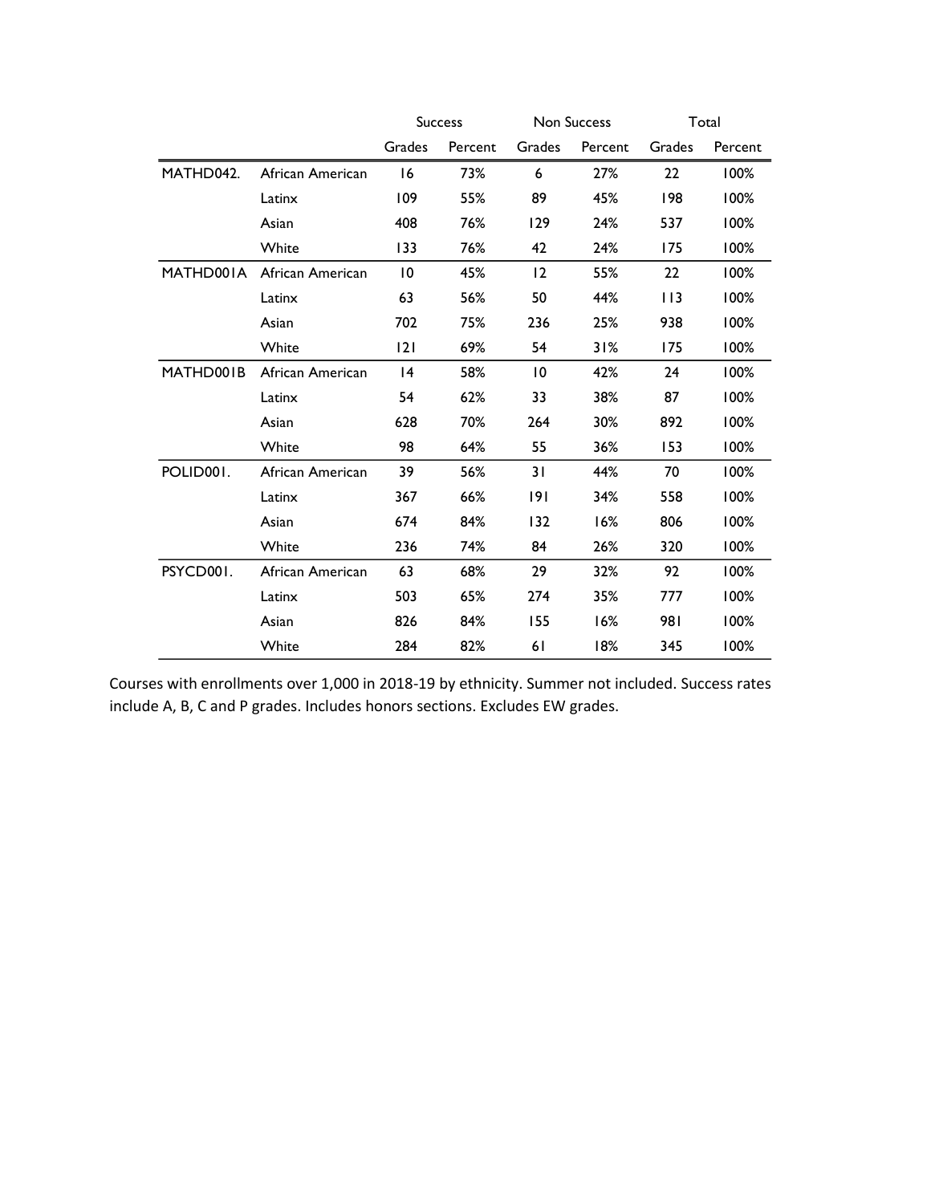| | | Success | | Non Success | | Total | |
|---|---|---|---|---|---|---|---|
| | | Grades | Percent | Grades | Percent | Grades | Percent |
| MATHD042. | African American | 16 | 73% | 6 | 27% | 22 | 100% |
| | Latinx | 109 | 55% | 89 | 45% | 198 | 100% |
| | Asian | 408 | 76% | 129 | 24% | 537 | 100% |
| | White | 133 | 76% | 42 | 24% | 175 | 100% |
| MATHD001A | African American | 10 | 45% | 12 | 55% | 22 | 100% |
| | Latinx | 63 | 56% | 50 | 44% | 113 | 100% |
| | Asian | 702 | 75% | 236 | 25% | 938 | 100% |
| | White | 121 | 69% | 54 | 31% | 175 | 100% |
| MATHD001B | African American | 14 | 58% | 10 | 42% | 24 | 100% |
| | Latinx | 54 | 62% | 33 | 38% | 87 | 100% |
| | Asian | 628 | 70% | 264 | 30% | 892 | 100% |
| | White | 98 | 64% | 55 | 36% | 153 | 100% |
| POLID001. | African American | 39 | 56% | 31 | 44% | 70 | 100% |
| | Latinx | 367 | 66% | 191 | 34% | 558 | 100% |
| | Asian | 674 | 84% | 132 | 16% | 806 | 100% |
| | White | 236 | 74% | 84 | 26% | 320 | 100% |
| PSYCD001. | African American | 63 | 68% | 29 | 32% | 92 | 100% |
| | Latinx | 503 | 65% | 274 | 35% | 777 | 100% |
| | Asian | 826 | 84% | 155 | 16% | 981 | 100% |
| | White | 284 | 82% | 61 | 18% | 345 | 100% |

Courses with enrollments over 1,000 in 2018-19 by ethnicity. Summer not included. Success rates include A, B, C and P grades. Includes honors sections. Excludes EW grades.